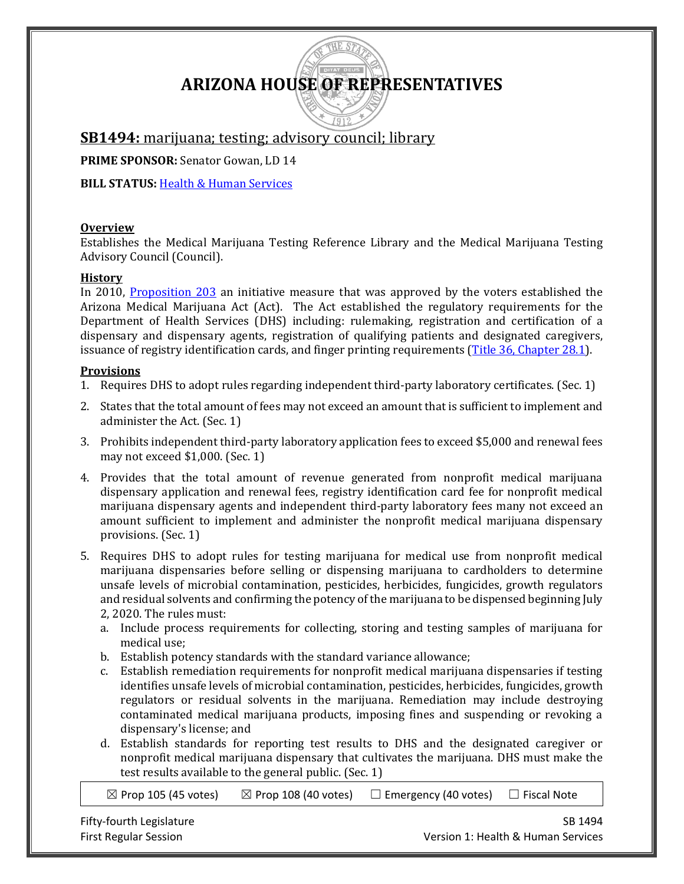# ARIZONA HOUSE OF REPRESENTATIVES

## SB1494: marijuana; testing; advisory council; library

**PRIME SPONSOR:** Senator Gowan, LD 14

**BILL STATUS:** Health & Human Services

### Overview

Establishes the Medical Marijuana Testing Reference Library and the Medical Marijuana Testing Advisory Council (Council).

### History

In 2010, Proposition 203 an initiative measure that was approved by the voters established the Arizona Medical Marijuana Act (Act). The Act established the regulatory requirements for the Department of Health Services (DHS) including: rulemaking, registration and certification of a dispensary and dispensary agents, registration of qualifying patients and designated caregivers, issuance of registry identification cards, and finger printing requirements (Title 36, Chapter 28.1).

### Provisions

1. Requires DHS to adopt rules regarding independent third-party laboratory certificates. (Sec. 1)
2. States that the total amount of fees may not exceed an amount that is sufficient to implement and administer the Act. (Sec. 1)
3. Prohibits independent third-party laboratory application fees to exceed $5,000 and renewal fees may not exceed $1,000. (Sec. 1)
4. Provides that the total amount of revenue generated from nonprofit medical marijuana dispensary application and renewal fees, registry identification card fee for nonprofit medical marijuana dispensary agents and independent third-party laboratory fees many not exceed an amount sufficient to implement and administer the nonprofit medical marijuana dispensary provisions. (Sec. 1)
5. Requires DHS to adopt rules for testing marijuana for medical use from nonprofit medical marijuana dispensaries before selling or dispensing marijuana to cardholders to determine unsafe levels of microbial contamination, pesticides, herbicides, fungicides, growth regulators and residual solvents and confirming the potency of the marijuana to be dispensed beginning July 2, 2020. The rules must:
   a. Include process requirements for collecting, storing and testing samples of marijuana for medical use;
   b. Establish potency standards with the standard variance allowance;
   c. Establish remediation requirements for nonprofit medical marijuana dispensaries if testing identifies unsafe levels of microbial contamination, pesticides, herbicides, fungicides, growth regulators or residual solvents in the marijuana. Remediation may include destroying contaminated medical marijuana products, imposing fines and suspending or revoking a dispensary's license; and
   d. Establish standards for reporting test results to DHS and the designated caregiver or nonprofit medical marijuana dispensary that cultivates the marijuana. DHS must make the test results available to the general public. (Sec. 1)

| ☒ Prop 105 (45 votes) | ☒ Prop 108 (40 votes) | ☐ Emergency (40 votes) | ☐ Fiscal Note |
|---|---|---|---|

Fifty-fourth Legislature
First Regular Session

SB 1494
Version 1: Health & Human Services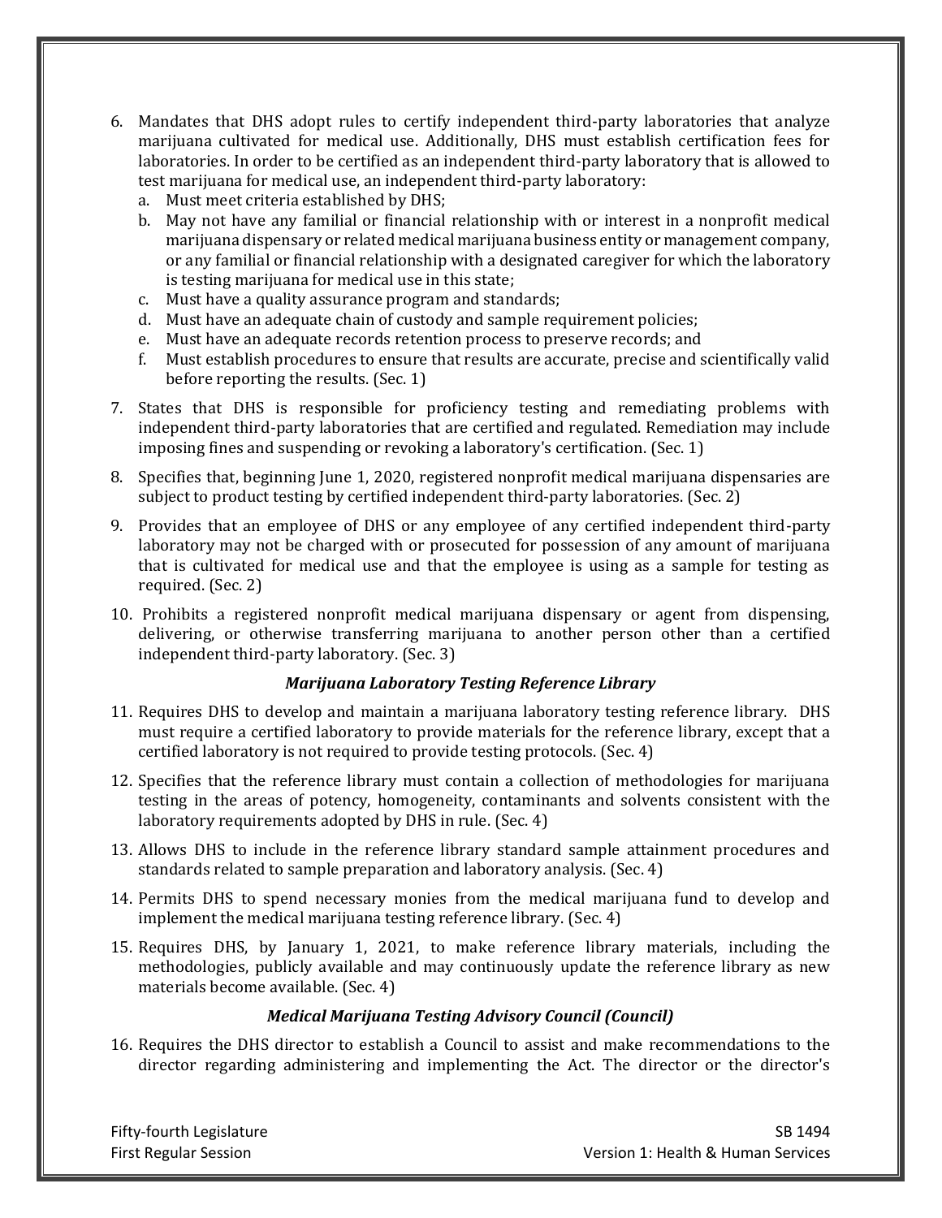6. Mandates that DHS adopt rules to certify independent third-party laboratories that analyze marijuana cultivated for medical use. Additionally, DHS must establish certification fees for laboratories. In order to be certified as an independent third-party laboratory that is allowed to test marijuana for medical use, an independent third-party laboratory:
   a. Must meet criteria established by DHS;
   b. May not have any familial or financial relationship with or interest in a nonprofit medical marijuana dispensary or related medical marijuana business entity or management company, or any familial or financial relationship with a designated caregiver for which the laboratory is testing marijuana for medical use in this state;
   c. Must have a quality assurance program and standards;
   d. Must have an adequate chain of custody and sample requirement policies;
   e. Must have an adequate records retention process to preserve records; and
   f. Must establish procedures to ensure that results are accurate, precise and scientifically valid before reporting the results. (Sec. 1)
7. States that DHS is responsible for proficiency testing and remediating problems with independent third-party laboratories that are certified and regulated. Remediation may include imposing fines and suspending or revoking a laboratory's certification. (Sec. 1)
8. Specifies that, beginning June 1, 2020, registered nonprofit medical marijuana dispensaries are subject to product testing by certified independent third-party laboratories. (Sec. 2)
9. Provides that an employee of DHS or any employee of any certified independent third-party laboratory may not be charged with or prosecuted for possession of any amount of marijuana that is cultivated for medical use and that the employee is using as a sample for testing as required. (Sec. 2)
10. Prohibits a registered nonprofit medical marijuana dispensary or agent from dispensing, delivering, or otherwise transferring marijuana to another person other than a certified independent third-party laboratory. (Sec. 3)

### *Marijuana Laboratory Testing Reference Library*

11. Requires DHS to develop and maintain a marijuana laboratory testing reference library. DHS must require a certified laboratory to provide materials for the reference library, except that a certified laboratory is not required to provide testing protocols. (Sec. 4)
12. Specifies that the reference library must contain a collection of methodologies for marijuana testing in the areas of potency, homogeneity, contaminants and solvents consistent with the laboratory requirements adopted by DHS in rule. (Sec. 4)
13. Allows DHS to include in the reference library standard sample attainment procedures and standards related to sample preparation and laboratory analysis. (Sec. 4)
14. Permits DHS to spend necessary monies from the medical marijuana fund to develop and implement the medical marijuana testing reference library. (Sec. 4)
15. Requires DHS, by January 1, 2021, to make reference library materials, including the methodologies, publicly available and may continuously update the reference library as new materials become available. (Sec. 4)

### *Medical Marijuana Testing Advisory Council (Council)*

16. Requires the DHS director to establish a Council to assist and make recommendations to the director regarding administering and implementing the Act. The director or the director's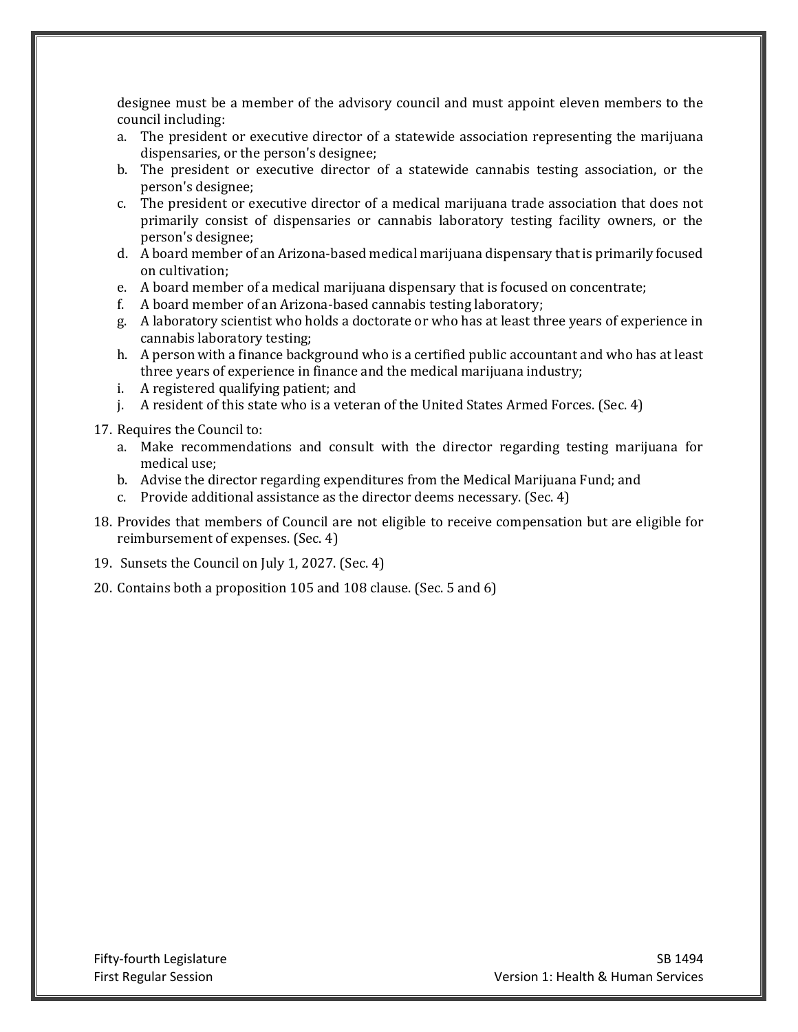designee must be a member of the advisory council and must appoint eleven members to the council including:

a. The president or executive director of a statewide association representing the marijuana dispensaries, or the person's designee;
b. The president or executive director of a statewide cannabis testing association, or the person's designee;
c. The president or executive director of a medical marijuana trade association that does not primarily consist of dispensaries or cannabis laboratory testing facility owners, or the person's designee;
d. A board member of an Arizona-based medical marijuana dispensary that is primarily focused on cultivation;
e. A board member of a medical marijuana dispensary that is focused on concentrate;
f. A board member of an Arizona-based cannabis testing laboratory;
g. A laboratory scientist who holds a doctorate or who has at least three years of experience in cannabis laboratory testing;
h. A person with a finance background who is a certified public accountant and who has at least three years of experience in finance and the medical marijuana industry;
i. A registered qualifying patient; and
j. A resident of this state who is a veteran of the United States Armed Forces. (Sec. 4)

17. Requires the Council to:
    a. Make recommendations and consult with the director regarding testing marijuana for medical use;
    b. Advise the director regarding expenditures from the Medical Marijuana Fund; and
    c. Provide additional assistance as the director deems necessary. (Sec. 4)
18. Provides that members of Council are not eligible to receive compensation but are eligible for reimbursement of expenses. (Sec. 4)
19. Sunsets the Council on July 1, 2027. (Sec. 4)
20. Contains both a proposition 105 and 108 clause. (Sec. 5 and 6)